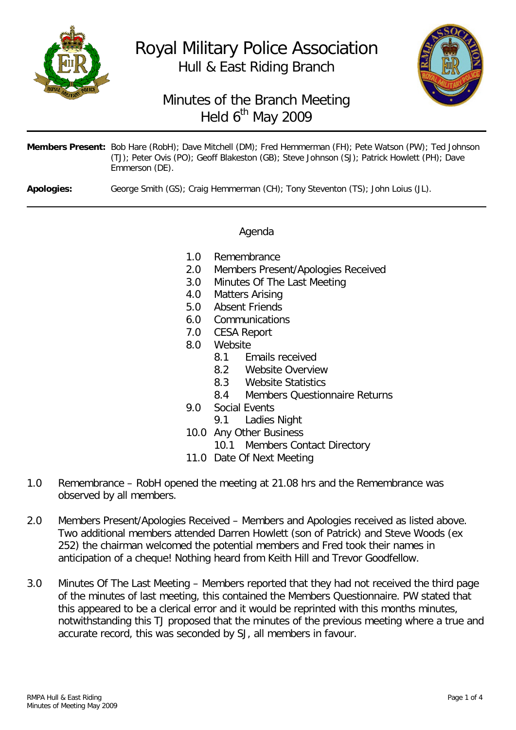# Royal Military Police Association

## Hull & East Riding Branch

## Minutes of the Branch Meeting
## Held 6th May 2009

---

**Members Present:** Bob Hare (RobH); Dave Mitchell (DM); Fred Hemmerman (FH); Pete Watson (PW); Ted Johnson (TJ); Peter Ovis (PO); Geoff Blakeston (GB); Steve Johnson (SJ); Patrick Howlett (PH); Dave Emmerson (DE).

**Apologies:** George Smith (GS); Craig Hemmerman (CH); Tony Steventon (TS); John Loius (JL).

---

### Agenda

- 1.0 Remembrance
- 2.0 Members Present/Apologies Received
- 3.0 Minutes Of The Last Meeting
- 4.0 Matters Arising
- 5.0 Absent Friends
- 6.0 Communications
- 7.0 CESA Report
- 8.0 Website
  - 8.1 Emails received
  - 8.2 Website Overview
  - 8.3 Website Statistics
  - 8.4 Members Questionnaire Returns
- 9.0 Social Events
  - 9.1 Ladies Night
- 10.0 Any Other Business
  - 10.1 Members Contact Directory
- 11.0 Date Of Next Meeting

1.0 Remembrance – RobH opened the meeting at 21.08 hrs and the Remembrance was observed by all members.

2.0 Members Present/Apologies Received – Members and Apologies received as listed above. Two additional members attended Darren Howlett (son of Patrick) and Steve Woods (ex 252) the chairman welcomed the potential members and Fred took their names in anticipation of a cheque! Nothing heard from Keith Hill and Trevor Goodfellow.

3.0 Minutes Of The Last Meeting – Members reported that they had not received the third page of the minutes of last meeting, this contained the Members Questionnaire. PW stated that this appeared to be a clerical error and it would be reprinted with this months minutes, notwithstanding this TJ proposed that the minutes of the previous meeting where a true and accurate record, this was seconded by SJ, all members in favour.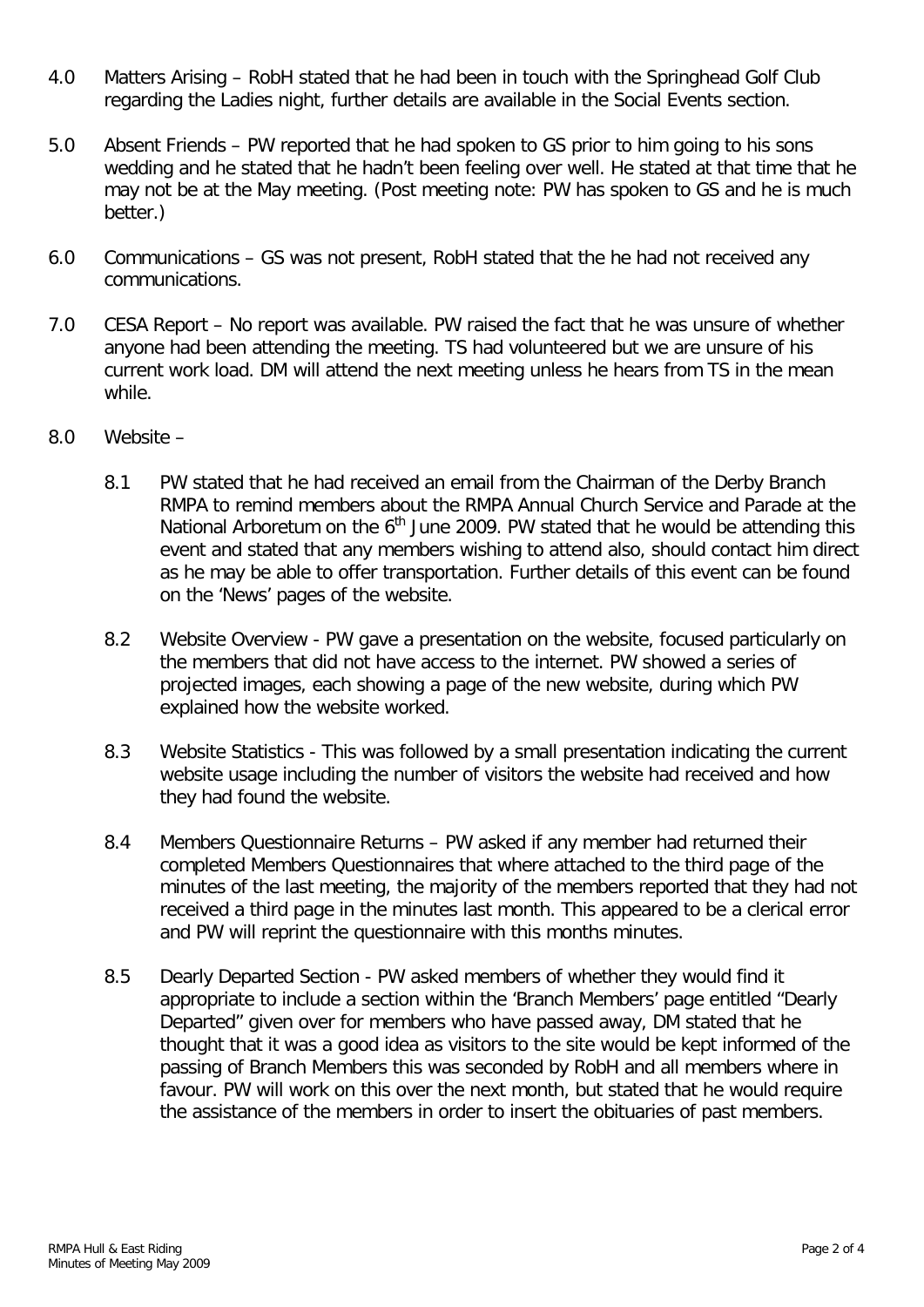4.0 Matters Arising – RobH stated that he had been in touch with the Springhead Golf Club regarding the Ladies night, further details are available in the Social Events section.

5.0 Absent Friends – PW reported that he had spoken to GS prior to him going to his sons wedding and he stated that he hadn't been feeling over well. He stated at that time that he may not be at the May meeting. (Post meeting note: PW has spoken to GS and he is much better.)

6.0 Communications – GS was not present, RobH stated that the he had not received any communications.

7.0 CESA Report – No report was available. PW raised the fact that he was unsure of whether anyone had been attending the meeting. TS had volunteered but we are unsure of his current work load. DM will attend the next meeting unless he hears from TS in the mean while.

8.0 Website –

8.1 PW stated that he had received an email from the Chairman of the Derby Branch RMPA to remind members about the RMPA Annual Church Service and Parade at the National Arboretum on the 6th June 2009. PW stated that he would be attending this event and stated that any members wishing to attend also, should contact him direct as he may be able to offer transportation. Further details of this event can be found on the 'News' pages of the website.

8.2 Website Overview - PW gave a presentation on the website, focused particularly on the members that did not have access to the internet. PW showed a series of projected images, each showing a page of the new website, during which PW explained how the website worked.

8.3 Website Statistics - This was followed by a small presentation indicating the current website usage including the number of visitors the website had received and how they had found the website.

8.4 Members Questionnaire Returns – PW asked if any member had returned their completed Members Questionnaires that where attached to the third page of the minutes of the last meeting, the majority of the members reported that they had not received a third page in the minutes last month. This appeared to be a clerical error and PW will reprint the questionnaire with this months minutes.

8.5 Dearly Departed Section - PW asked members of whether they would find it appropriate to include a section within the 'Branch Members' page entitled "Dearly Departed" given over for members who have passed away, DM stated that he thought that it was a good idea as visitors to the site would be kept informed of the passing of Branch Members this was seconded by RobH and all members where in favour. PW will work on this over the next month, but stated that he would require the assistance of the members in order to insert the obituaries of past members.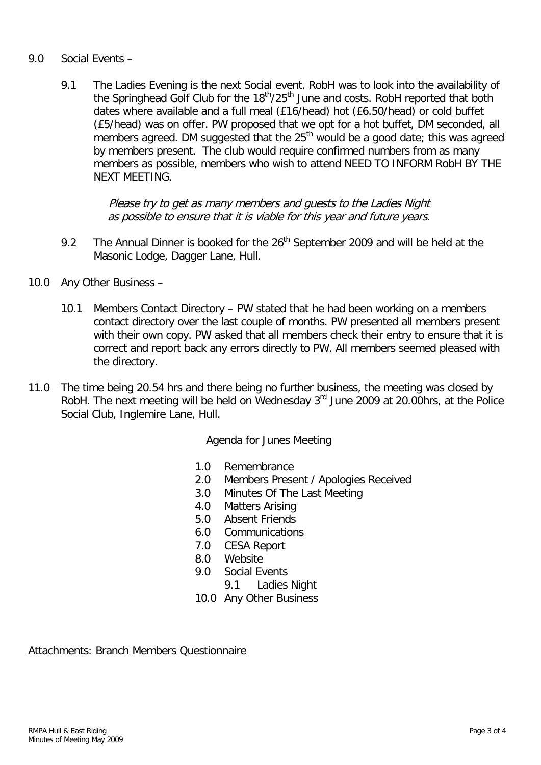9.0 Social Events –

9.1 The Ladies Evening is the next Social event. RobH was to look into the availability of the Springhead Golf Club for the 18th/25th June and costs. RobH reported that both dates where available and a full meal (£16/head) hot (£6.50/head) or cold buffet (£5/head) was on offer. PW proposed that we opt for a hot buffet, DM seconded, all members agreed. DM suggested that the 25th would be a good date; this was agreed by members present. The club would require confirmed numbers from as many members as possible, members who wish to attend NEED TO INFORM RobH BY THE NEXT MEETING.

*Please try to get as many members and guests to the Ladies Night as possible to ensure that it is viable for this year and future years.*

9.2 The Annual Dinner is booked for the 26th September 2009 and will be held at the Masonic Lodge, Dagger Lane, Hull.

10.0 Any Other Business –

10.1 Members Contact Directory – PW stated that he had been working on a members contact directory over the last couple of months. PW presented all members present with their own copy. PW asked that all members check their entry to ensure that it is correct and report back any errors directly to PW. All members seemed pleased with the directory.

11.0 The time being 20.54 hrs and there being no further business, the meeting was closed by RobH. The next meeting will be held on Wednesday 3rd June 2009 at 20.00hrs, at the Police Social Club, Inglemire Lane, Hull.

Agenda for Junes Meeting

1.0 Remembrance
2.0 Members Present / Apologies Received
3.0 Minutes Of The Last Meeting
4.0 Matters Arising
5.0 Absent Friends
6.0 Communications
7.0 CESA Report
8.0 Website
9.0 Social Events
  9.1 Ladies Night
10.0 Any Other Business

Attachments: Branch Members Questionnaire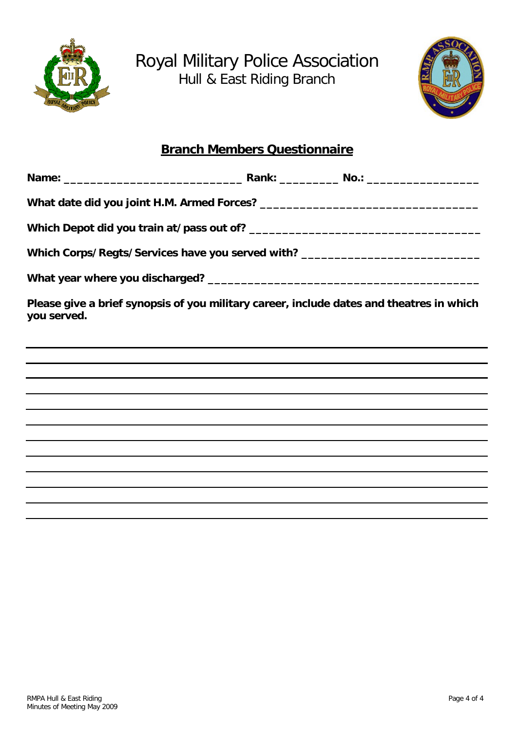# Royal Military Police Association
## Hull & East Riding Branch

### **Branch Members Questionnaire**

**Name:** ___________________________ **Rank:** _________ **No.:** ________________

**What date did you joint H.M. Armed Forces?** _______________________________

**Which Depot did you train at/pass out of?** _________________________________

**Which Corps/Regts/Services have you served with?** __________________________

**What year where you discharged?** _______________________________________

**Please give a brief synopsis of you military career, include dates and theatres in which you served.**